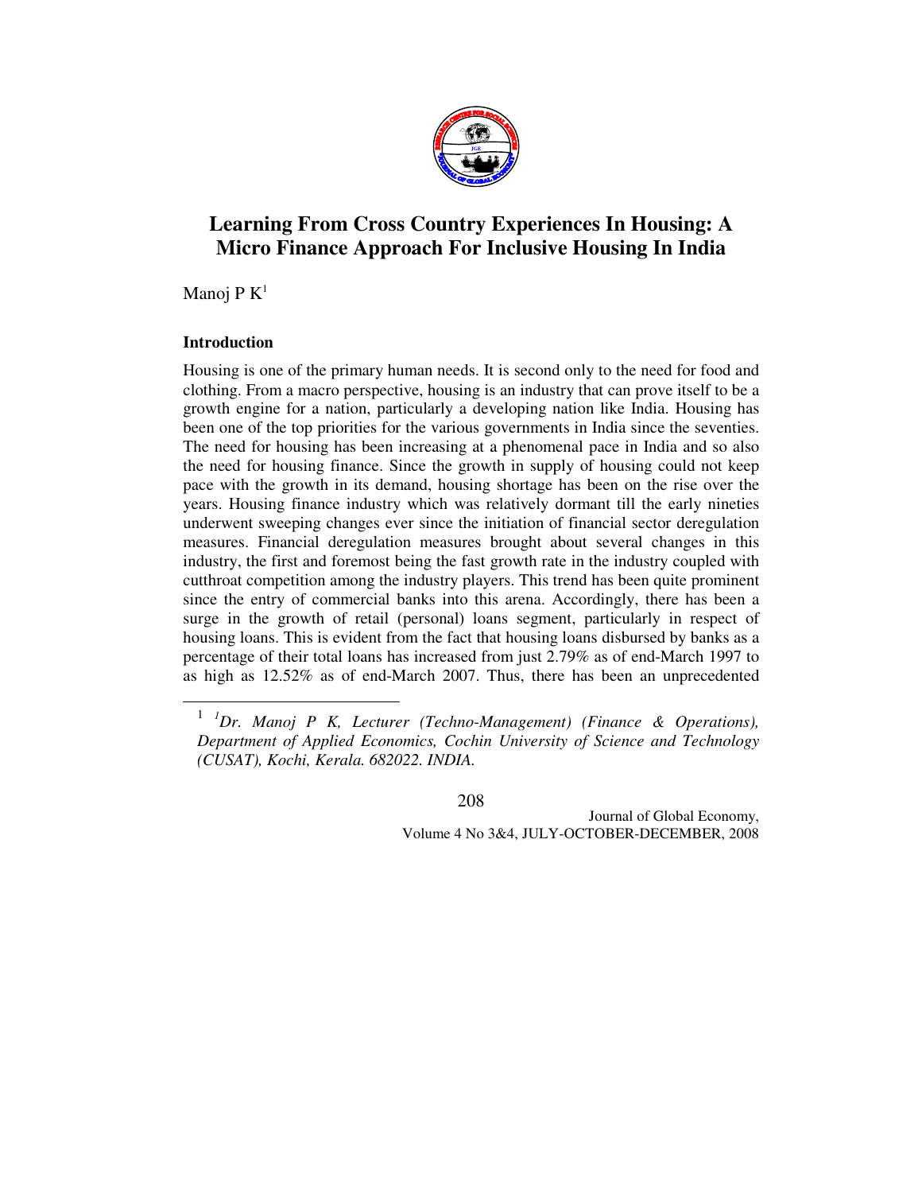# Learning From Cross Country Experiences In Housing: A Micro Finance Approach For Inclusive Housing In India

Manoj P K[1]

### Introduction

Housing is one of the primary human needs. It is second only to the need for food and clothing. From a macro perspective, housing is an industry that can prove itself to be a growth engine for a nation, particularly a developing nation like India. Housing has been one of the top priorities for the various governments in India since the seventies. The need for housing has been increasing at a phenomenal pace in India and so also the need for housing finance. Since the growth in supply of housing could not keep pace with the growth in its demand, housing shortage has been on the rise over the years. Housing finance industry which was relatively dormant till the early nineties underwent sweeping changes ever since the initiation of financial sector deregulation measures. Financial deregulation measures brought about several changes in this industry, the first and foremost being the fast growth rate in the industry coupled with cutthroat competition among the industry players. This trend has been quite prominent since the entry of commercial banks into this arena. Accordingly, there has been a surge in the growth of retail (personal) loans segment, particularly in respect of housing loans. This is evident from the fact that housing loans disbursed by banks as a percentage of their total loans has increased from just 2.79% as of end-March 1997 to as high as 12.52% as of end-March 2007. Thus, there has been an unprecedented

---

[1] *[1]Dr. Manoj P K, Lecturer (Techno-Management) (Finance & Operations), Department of Applied Economics, Cochin University of Science and Technology (CUSAT), Kochi, Kerala. 682022. INDIA.*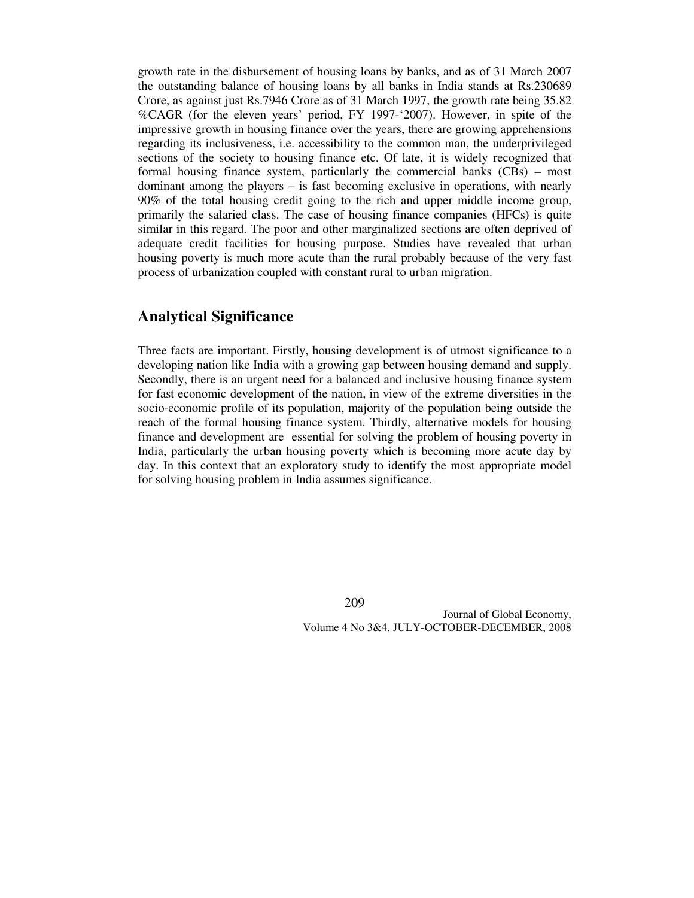growth rate in the disbursement of housing loans by banks, and as of 31 March 2007 the outstanding balance of housing loans by all banks in India stands at Rs.230689 Crore, as against just Rs.7946 Crore as of 31 March 1997, the growth rate being 35.82 %CAGR (for the eleven years' period, FY 1997-'2007). However, in spite of the impressive growth in housing finance over the years, there are growing apprehensions regarding its inclusiveness, i.e. accessibility to the common man, the underprivileged sections of the society to housing finance etc. Of late, it is widely recognized that formal housing finance system, particularly the commercial banks (CBs) – most dominant among the players – is fast becoming exclusive in operations, with nearly 90% of the total housing credit going to the rich and upper middle income group, primarily the salaried class. The case of housing finance companies (HFCs) is quite similar in this regard. The poor and other marginalized sections are often deprived of adequate credit facilities for housing purpose. Studies have revealed that urban housing poverty is much more acute than the rural probably because of the very fast process of urbanization coupled with constant rural to urban migration.

## Analytical Significance

Three facts are important. Firstly, housing development is of utmost significance to a developing nation like India with a growing gap between housing demand and supply. Secondly, there is an urgent need for a balanced and inclusive housing finance system for fast economic development of the nation, in view of the extreme diversities in the socio-economic profile of its population, majority of the population being outside the reach of the formal housing finance system. Thirdly, alternative models for housing finance and development are essential for solving the problem of housing poverty in India, particularly the urban housing poverty which is becoming more acute day by day. In this context that an exploratory study to identify the most appropriate model for solving housing problem in India assumes significance.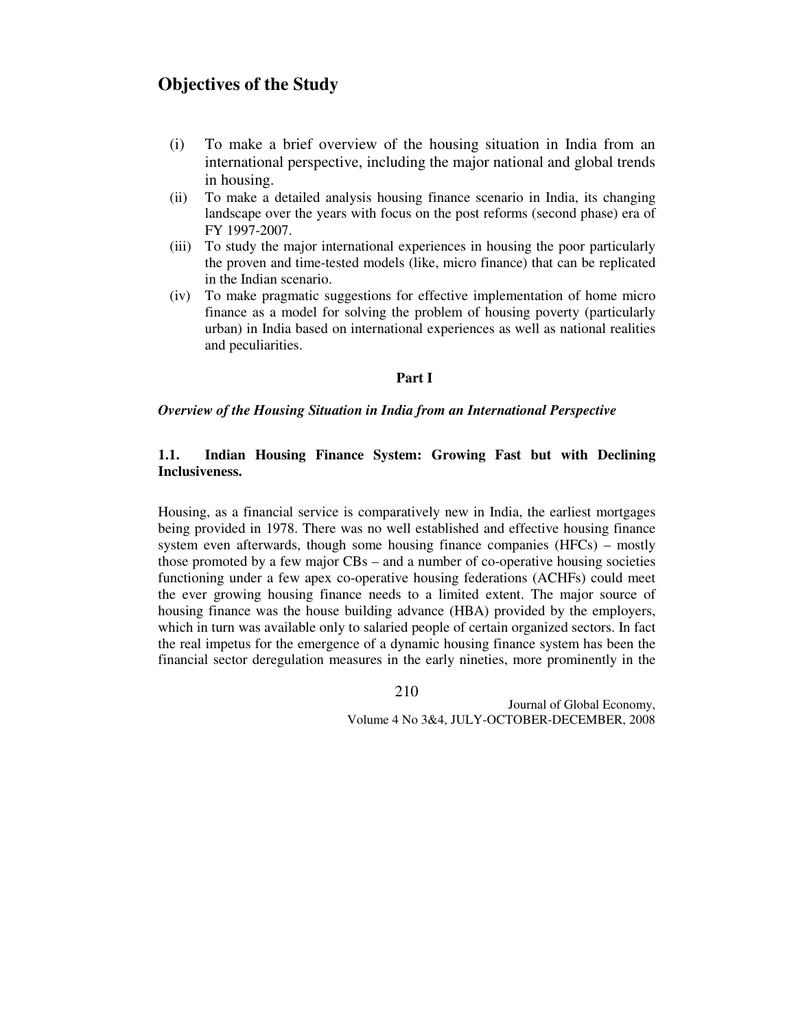## Objectives of the Study

(i) To make a brief overview of the housing situation in India from an international perspective, including the major national and global trends in housing.
(ii) To make a detailed analysis housing finance scenario in India, its changing landscape over the years with focus on the post reforms (second phase) era of FY 1997-2007.
(iii) To study the major international experiences in housing the poor particularly the proven and time-tested models (like, micro finance) that can be replicated in the Indian scenario.
(iv) To make pragmatic suggestions for effective implementation of home micro finance as a model for solving the problem of housing poverty (particularly urban) in India based on international experiences as well as national realities and peculiarities.

**Part I**

***Overview of the Housing Situation in India from an International Perspective***

### 1.1. Indian Housing Finance System: Growing Fast but with Declining Inclusiveness.

Housing, as a financial service is comparatively new in India, the earliest mortgages being provided in 1978. There was no well established and effective housing finance system even afterwards, though some housing finance companies (HFCs) – mostly those promoted by a few major CBs – and a number of co-operative housing societies functioning under a few apex co-operative housing federations (ACHFs) could meet the ever growing housing finance needs to a limited extent. The major source of housing finance was the house building advance (HBA) provided by the employers, which in turn was available only to salaried people of certain organized sectors. In fact the real impetus for the emergence of a dynamic housing finance system has been the financial sector deregulation measures in the early nineties, more prominently in the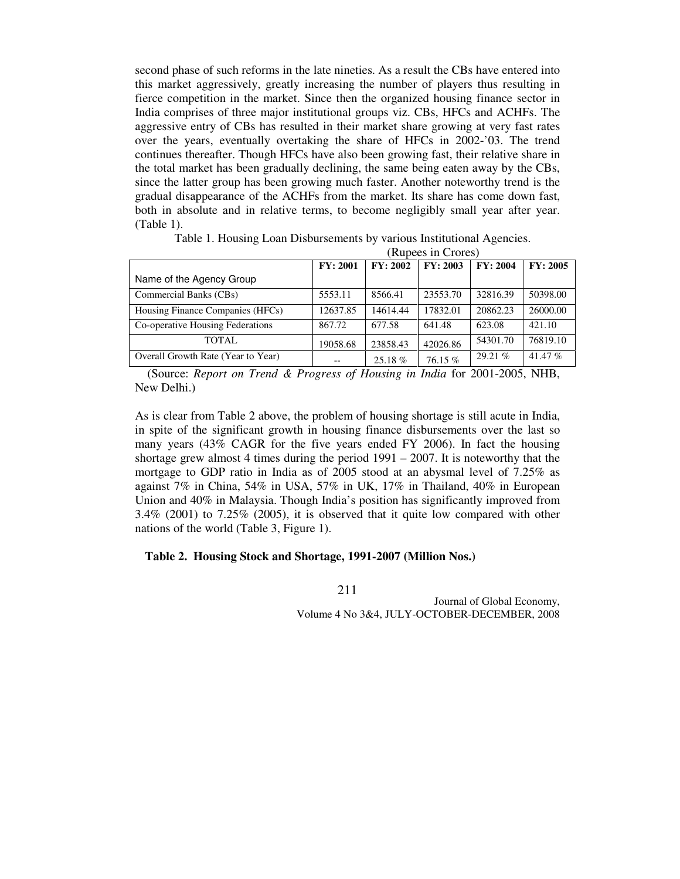second phase of such reforms in the late nineties. As a result the CBs have entered into this market aggressively, greatly increasing the number of players thus resulting in fierce competition in the market. Since then the organized housing finance sector in India comprises of three major institutional groups viz. CBs, HFCs and ACHFs. The aggressive entry of CBs has resulted in their market share growing at very fast rates over the years, eventually overtaking the share of HFCs in 2002-'03. The trend continues thereafter. Though HFCs have also been growing fast, their relative share in the total market has been gradually declining, the same being eaten away by the CBs, since the latter group has been growing much faster. Another noteworthy trend is the gradual disappearance of the ACHFs from the market. Its share has come down fast, both in absolute and in relative terms, to become negligibly small year after year. (Table 1).

Table 1. Housing Loan Disbursements by various Institutional Agencies.

(Rupees in Crores)

| Name of the Agency Group | FY: 2001 | FY: 2002 | FY: 2003 | FY: 2004 | FY: 2005 |
|---|---|---|---|---|---|
| Commercial Banks (CBs) | 5553.11 | 8566.41 | 23553.70 | 32816.39 | 50398.00 |
| Housing Finance Companies (HFCs) | 12637.85 | 14614.44 | 17832.01 | 20862.23 | 26000.00 |
| Co-operative Housing Federations | 867.72 | 677.58 | 641.48 | 623.08 | 421.10 |
| TOTAL | 19058.68 | 23858.43 | 42026.86 | 54301.70 | 76819.10 |
| Overall Growth Rate (Year to Year) | -- | 25.18 % | 76.15 % | 29.21 % | 41.47 % |

(Source: *Report on Trend & Progress of Housing in India* for 2001-2005, NHB, New Delhi.)

As is clear from Table 2 above, the problem of housing shortage is still acute in India, in spite of the significant growth in housing finance disbursements over the last so many years (43% CAGR for the five years ended FY 2006). In fact the housing shortage grew almost 4 times during the period 1991 – 2007. It is noteworthy that the mortgage to GDP ratio in India as of 2005 stood at an abysmal level of 7.25% as against 7% in China, 54% in USA, 57% in UK, 17% in Thailand, 40% in European Union and 40% in Malaysia. Though India's position has significantly improved from 3.4% (2001) to 7.25% (2005), it is observed that it quite low compared with other nations of the world (Table 3, Figure 1).

**Table 2. Housing Stock and Shortage, 1991-2007 (Million Nos.)**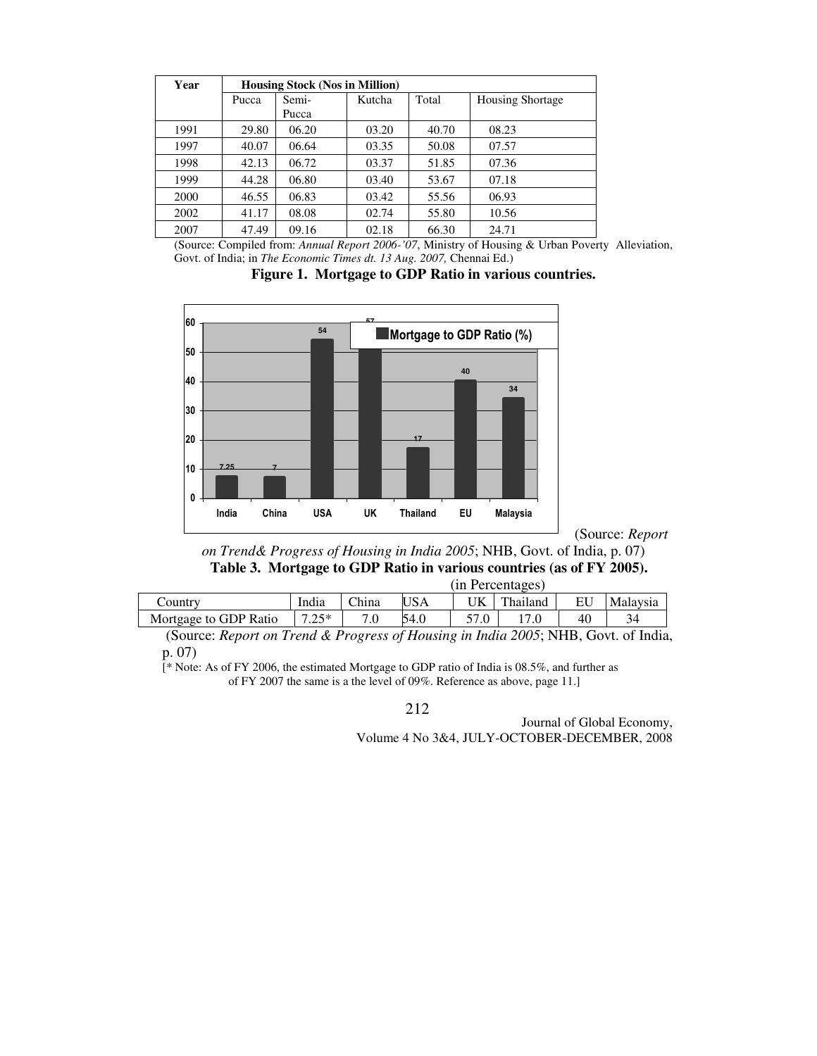| Year | Housing Stock (Nos in Million) | | | | |
|---|---|---|---|---|---|
| | Pucca | Semi-Pucca | Kutcha | Total | Housing Shortage |
| 1991 | 29.80 | 06.20 | 03.20 | 40.70 | 08.23 |
| 1997 | 40.07 | 06.64 | 03.35 | 50.08 | 07.57 |
| 1998 | 42.13 | 06.72 | 03.37 | 51.85 | 07.36 |
| 1999 | 44.28 | 06.80 | 03.40 | 53.67 | 07.18 |
| 2000 | 46.55 | 06.83 | 03.42 | 55.56 | 06.93 |
| 2002 | 41.17 | 08.08 | 02.74 | 55.80 | 10.56 |
| 2007 | 47.49 | 09.16 | 02.18 | 66.30 | 24.71 |

(Source: Compiled from: *Annual Report 2006-'07*, Ministry of Housing & Urban Poverty Alleviation, Govt. of India; in *The Economic Times dt. 13 Aug. 2007,* Chennai Ed.)

**Figure 1. Mortgage to GDP Ratio in various countries.**

(Source: *Report on Trend& Progress of Housing in India 2005*; NHB, Govt. of India, p. 07)

**Table 3. Mortgage to GDP Ratio in various countries (as of FY 2005).**

(in Percentages)

| Country | India | China | USA | UK | Thailand | EU | Malaysia |
|---|---|---|---|---|---|---|---|
| Mortgage to GDP Ratio | 7.25* | 7.0 | 54.0 | 57.0 | 17.0 | 40 | 34 |

(Source: *Report on Trend & Progress of Housing in India 2005*; NHB, Govt. of India, p. 07)

[* Note: As of FY 2006, the estimated Mortgage to GDP ratio of India is 08.5%, and further as of FY 2007 the same is a the level of 09%. Reference as above, page 11.]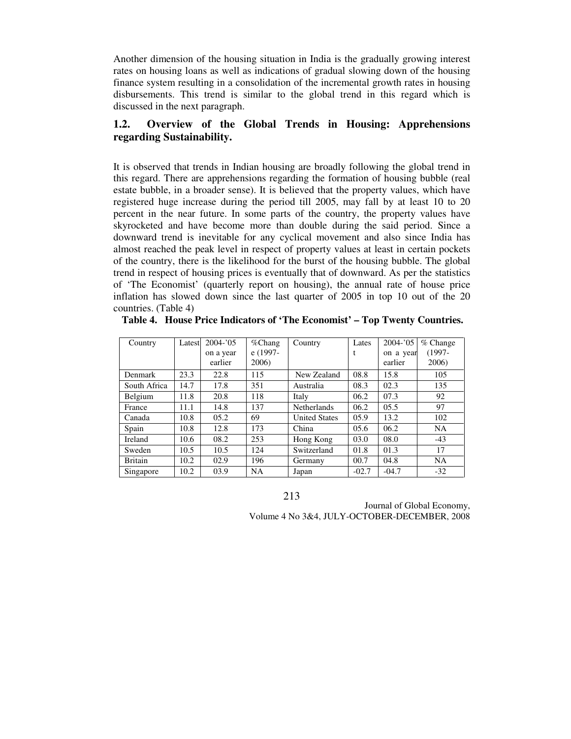Another dimension of the housing situation in India is the gradually growing interest rates on housing loans as well as indications of gradual slowing down of the housing finance system resulting in a consolidation of the incremental growth rates in housing disbursements. This trend is similar to the global trend in this regard which is discussed in the next paragraph.

## 1.2. Overview of the Global Trends in Housing: Apprehensions regarding Sustainability.

It is observed that trends in Indian housing are broadly following the global trend in this regard. There are apprehensions regarding the formation of housing bubble (real estate bubble, in a broader sense). It is believed that the property values, which have registered huge increase during the period till 2005, may fall by at least 10 to 20 percent in the near future. In some parts of the country, the property values have skyrocketed and have become more than double during the said period. Since a downward trend is inevitable for any cyclical movement and also since India has almost reached the peak level in respect of property values at least in certain pockets of the country, there is the likelihood for the burst of the housing bubble. The global trend in respect of housing prices is eventually that of downward. As per the statistics of 'The Economist' (quarterly report on housing), the annual rate of house price inflation has slowed down since the last quarter of 2005 in top 10 out of the 20 countries. (Table 4)

**Table 4. House Price Indicators of 'The Economist' – Top Twenty Countries.**

| Country | Latest | 2004-'05 on a year earlier | %Change (1997-2006) | Country | Latest | 2004-'05 on a year earlier | % Change (1997-2006) |
|---|---|---|---|---|---|---|---|
| Denmark | 23.3 | 22.8 | 115 | New Zealand | 08.8 | 15.8 | 105 |
| South Africa | 14.7 | 17.8 | 351 | Australia | 08.3 | 02.3 | 135 |
| Belgium | 11.8 | 20.8 | 118 | Italy | 06.2 | 07.3 | 92 |
| France | 11.1 | 14.8 | 137 | Netherlands | 06.2 | 05.5 | 97 |
| Canada | 10.8 | 05.2 | 69 | United States | 05.9 | 13.2 | 102 |
| Spain | 10.8 | 12.8 | 173 | China | 05.6 | 06.2 | NA |
| Ireland | 10.6 | 08.2 | 253 | Hong Kong | 03.0 | 08.0 | -43 |
| Sweden | 10.5 | 10.5 | 124 | Switzerland | 01.8 | 01.3 | 17 |
| Britain | 10.2 | 02.9 | 196 | Germany | 00.7 | 04.8 | NA |
| Singapore | 10.2 | 03.9 | NA | Japan | -02.7 | -04.7 | -32 |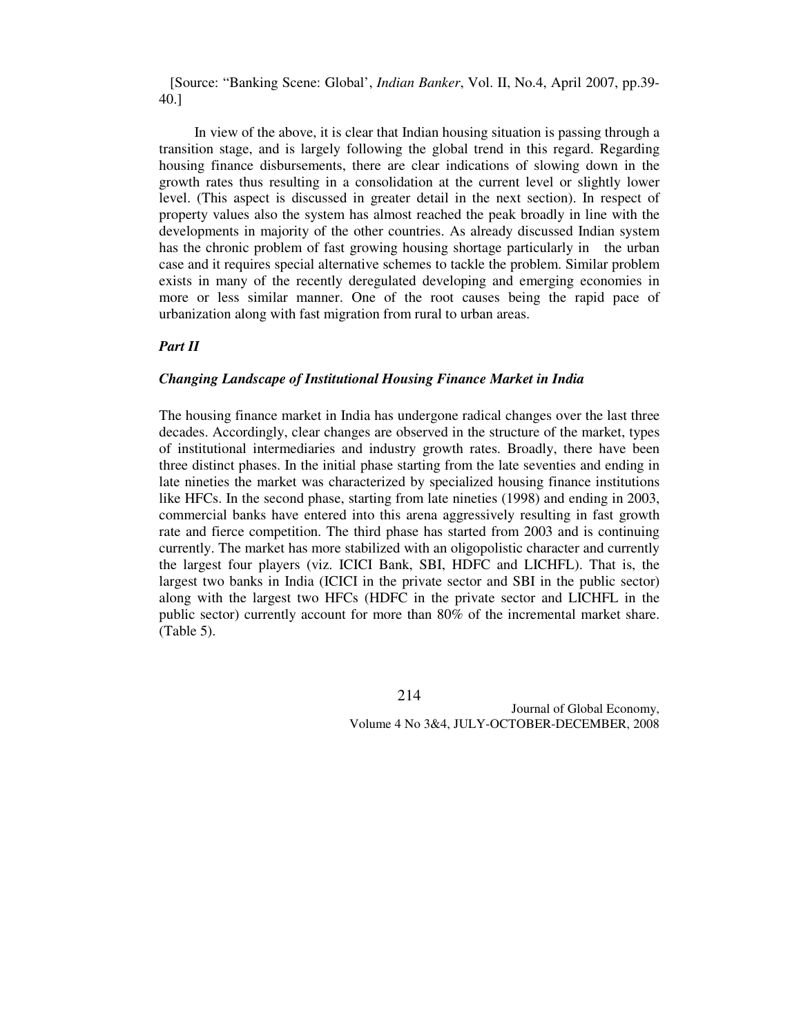[Source: "Banking Scene: Global', *Indian Banker*, Vol. II, No.4, April 2007, pp.39-40.]

In view of the above, it is clear that Indian housing situation is passing through a transition stage, and is largely following the global trend in this regard. Regarding housing finance disbursements, there are clear indications of slowing down in the growth rates thus resulting in a consolidation at the current level or slightly lower level. (This aspect is discussed in greater detail in the next section). In respect of property values also the system has almost reached the peak broadly in line with the developments in majority of the other countries. As already discussed Indian system has the chronic problem of fast growing housing shortage particularly in the urban case and it requires special alternative schemes to tackle the problem. Similar problem exists in many of the recently deregulated developing and emerging economies in more or less similar manner. One of the root causes being the rapid pace of urbanization along with fast migration from rural to urban areas.

***Part II***

***Changing Landscape of Institutional Housing Finance Market in India***

The housing finance market in India has undergone radical changes over the last three decades. Accordingly, clear changes are observed in the structure of the market, types of institutional intermediaries and industry growth rates. Broadly, there have been three distinct phases. In the initial phase starting from the late seventies and ending in late nineties the market was characterized by specialized housing finance institutions like HFCs. In the second phase, starting from late nineties (1998) and ending in 2003, commercial banks have entered into this arena aggressively resulting in fast growth rate and fierce competition. The third phase has started from 2003 and is continuing currently. The market has more stabilized with an oligopolistic character and currently the largest four players (viz. ICICI Bank, SBI, HDFC and LICHFL). That is, the largest two banks in India (ICICI in the private sector and SBI in the public sector) along with the largest two HFCs (HDFC in the private sector and LICHFL in the public sector) currently account for more than 80% of the incremental market share. (Table 5).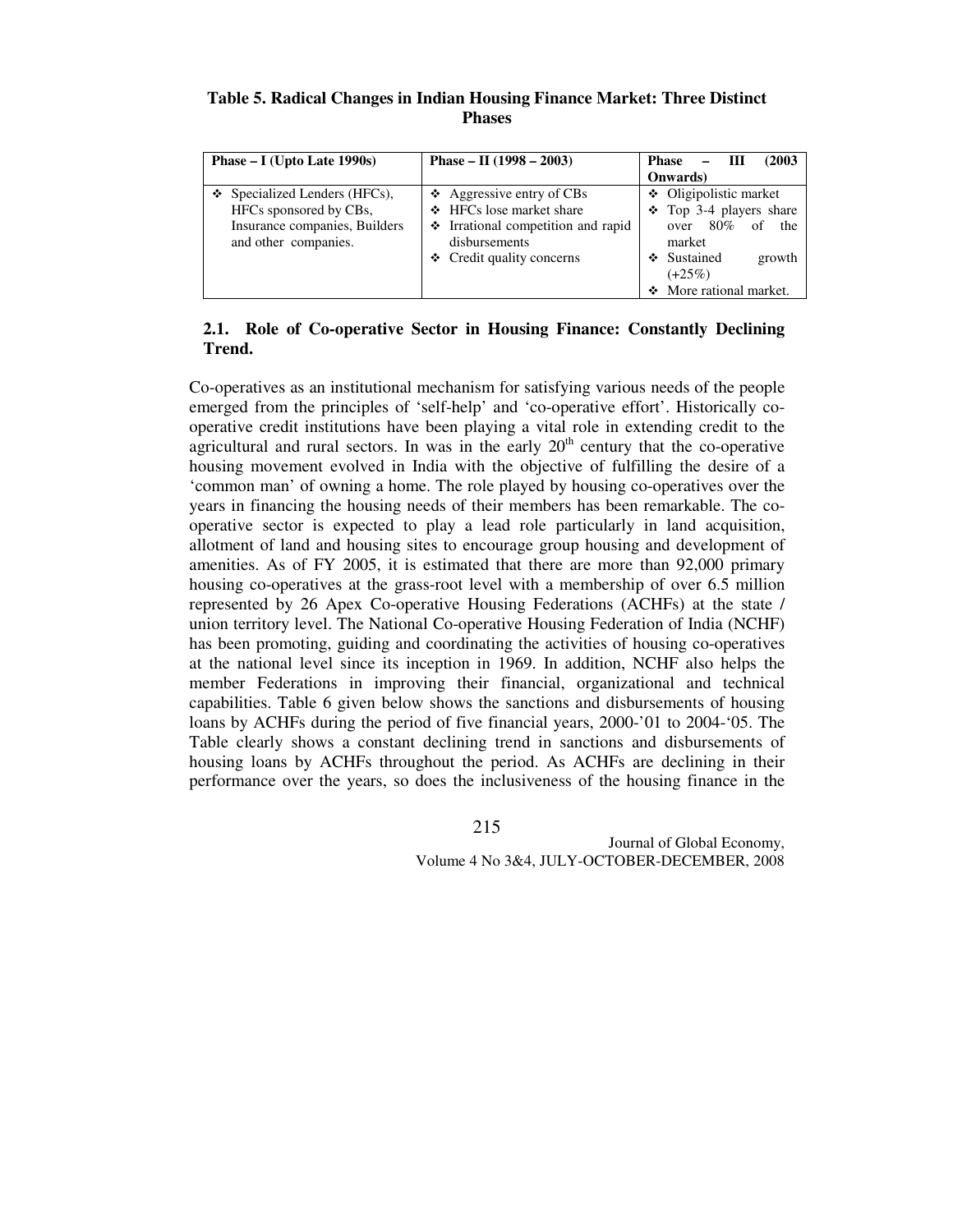**Table 5. Radical Changes in Indian Housing Finance Market: Three Distinct Phases**

| Phase – I (Upto Late 1990s) | Phase – II (1998 – 2003) | Phase – III (2003 Onwards) |
|---|---|---|
| ❖ Specialized Lenders (HFCs), HFCs sponsored by CBs, Insurance companies, Builders and other companies. | ❖ Aggressive entry of CBs<br>❖ HFCs lose market share<br>❖ Irrational competition and rapid disbursements<br>❖ Credit quality concerns | ❖ Oligipolistic market<br>❖ Top 3-4 players share over 80% of the market<br>❖ Sustained growth (+25%)<br>❖ More rational market. |

## 2.1. Role of Co-operative Sector in Housing Finance: Constantly Declining Trend.

Co-operatives as an institutional mechanism for satisfying various needs of the people emerged from the principles of 'self-help' and 'co-operative effort'. Historically co-operative credit institutions have been playing a vital role in extending credit to the agricultural and rural sectors. In was in the early 20th century that the co-operative housing movement evolved in India with the objective of fulfilling the desire of a 'common man' of owning a home. The role played by housing co-operatives over the years in financing the housing needs of their members has been remarkable. The co-operative sector is expected to play a lead role particularly in land acquisition, allotment of land and housing sites to encourage group housing and development of amenities. As of FY 2005, it is estimated that there are more than 92,000 primary housing co-operatives at the grass-root level with a membership of over 6.5 million represented by 26 Apex Co-operative Housing Federations (ACHFs) at the state / union territory level. The National Co-operative Housing Federation of India (NCHF) has been promoting, guiding and coordinating the activities of housing co-operatives at the national level since its inception in 1969. In addition, NCHF also helps the member Federations in improving their financial, organizational and technical capabilities. Table 6 given below shows the sanctions and disbursements of housing loans by ACHFs during the period of five financial years, 2000-'01 to 2004-'05. The Table clearly shows a constant declining trend in sanctions and disbursements of housing loans by ACHFs throughout the period. As ACHFs are declining in their performance over the years, so does the inclusiveness of the housing finance in the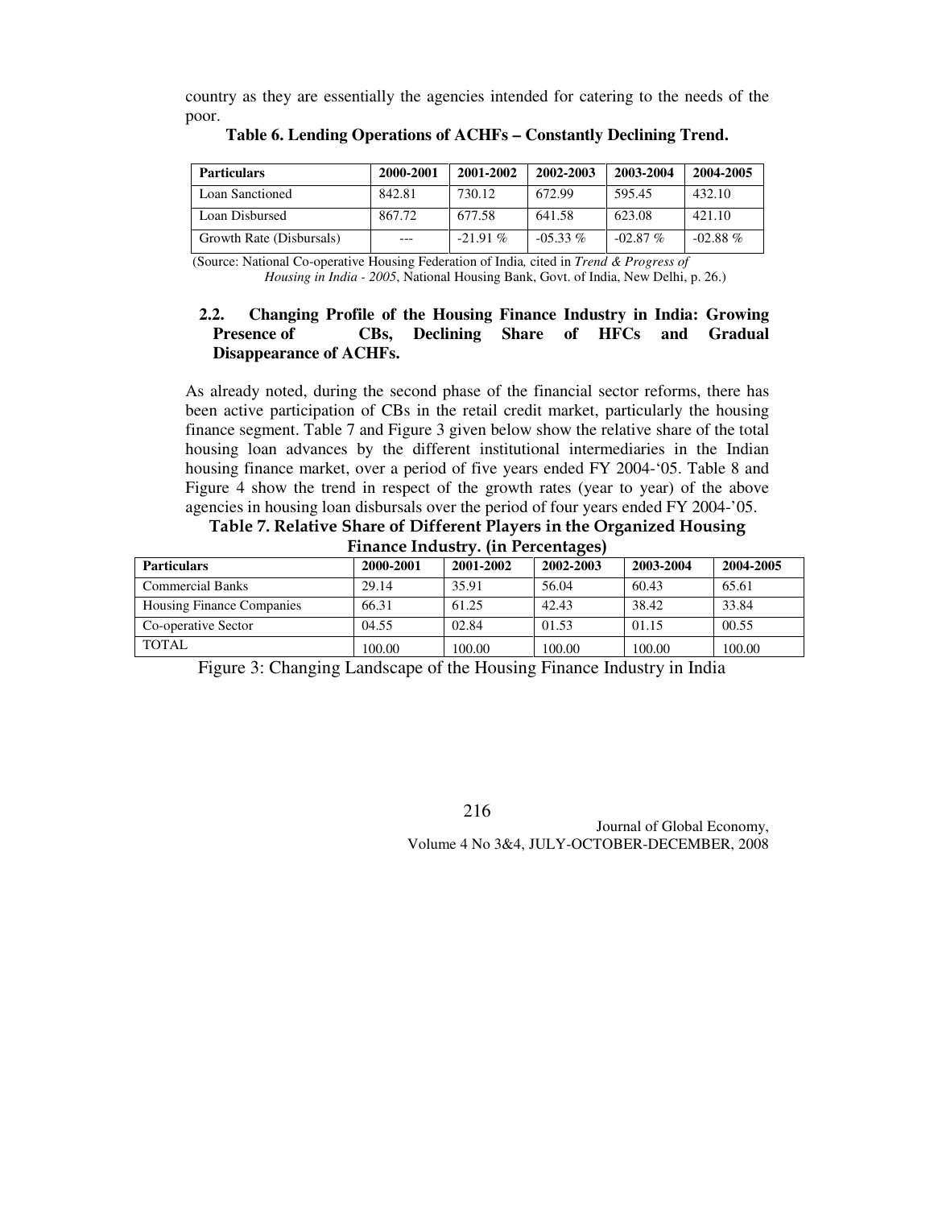country as they are essentially the agencies intended for catering to the needs of the poor.

**Table 6. Lending Operations of ACHFs – Constantly Declining Trend.**

| **Particulars** | **2000-2001** | **2001-2002** | **2002-2003** | **2003-2004** | **2004-2005** |
|---|---|---|---|---|---|
| Loan Sanctioned | 842.81 | 730.12 | 672.99 | 595.45 | 432.10 |
| Loan Disbursed | 867.72 | 677.58 | 641.58 | 623.08 | 421.10 |
| Growth Rate (Disbursals) | --- | -21.91 % | -05.33 % | -02.87 % | -02.88 % |

(Source: National Co-operative Housing Federation of India, cited in *Trend & Progress of Housing in India - 2005*, National Housing Bank, Govt. of India, New Delhi, p. 26.)

### 2.2. Changing Profile of the Housing Finance Industry in India: Growing Presence of CBs, Declining Share of HFCs and Gradual Disappearance of ACHFs.

As already noted, during the second phase of the financial sector reforms, there has been active participation of CBs in the retail credit market, particularly the housing finance segment. Table 7 and Figure 3 given below show the relative share of the total housing loan advances by the different institutional intermediaries in the Indian housing finance market, over a period of five years ended FY 2004-'05. Table 8 and Figure 4 show the trend in respect of the growth rates (year to year) of the above agencies in housing loan disbursals over the period of four years ended FY 2004-'05.

**Table 7. Relative Share of Different Players in the Organized Housing Finance Industry. (in Percentages)**

| **Particulars** | **2000-2001** | **2001-2002** | **2002-2003** | **2003-2004** | **2004-2005** |
|---|---|---|---|---|---|
| Commercial Banks | 29.14 | 35.91 | 56.04 | 60.43 | 65.61 |
| Housing Finance Companies | 66.31 | 61.25 | 42.43 | 38.42 | 33.84 |
| Co-operative Sector | 04.55 | 02.84 | 01.53 | 01.15 | 00.55 |
| TOTAL | 100.00 | 100.00 | 100.00 | 100.00 | 100.00 |

Figure 3: Changing Landscape of the Housing Finance Industry in India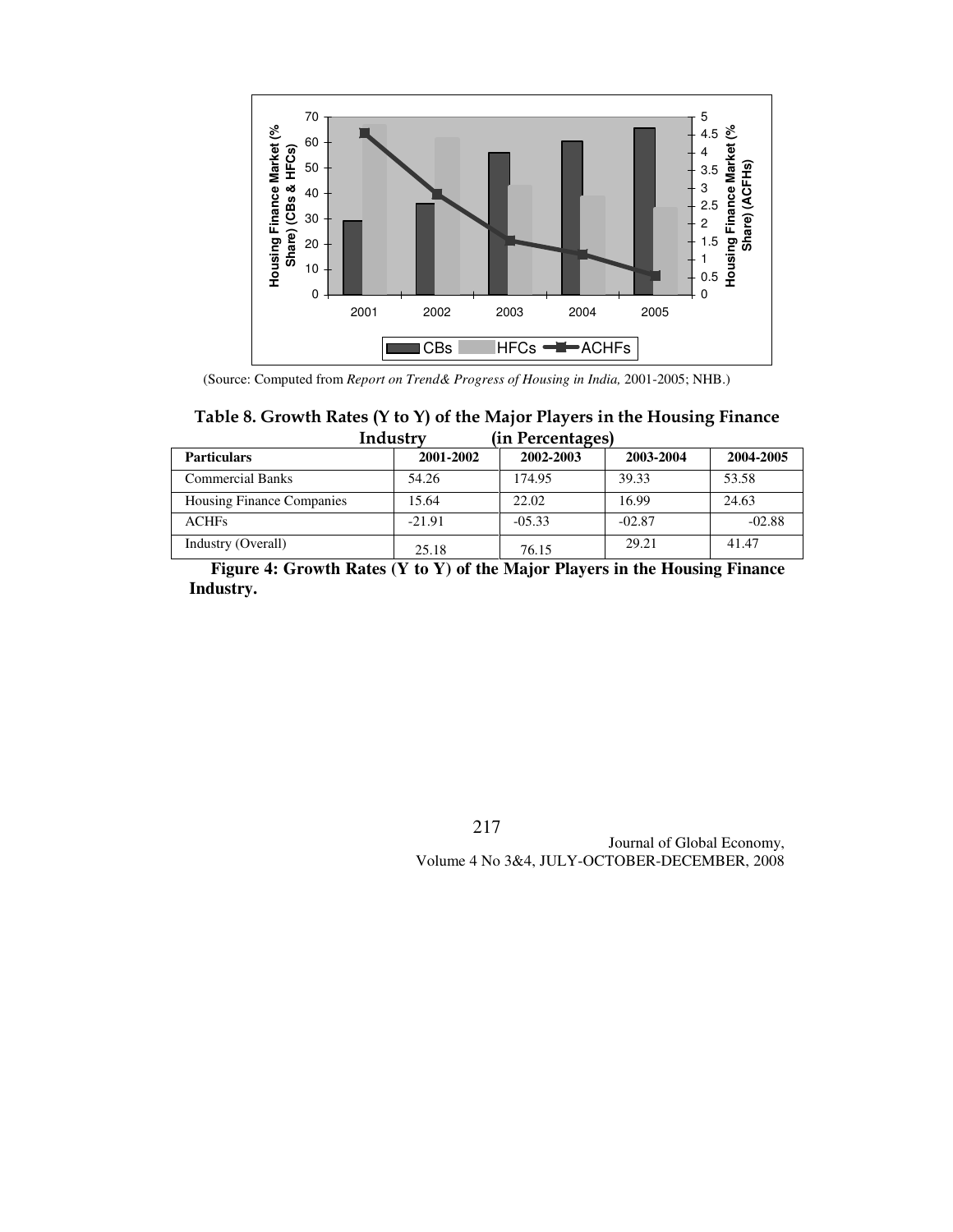(Source: Computed from *Report on Trend& Progress of Housing in India,* 2001-2005; NHB.)

**Table 8. Growth Rates (Y to Y) of the Major Players in the Housing Finance Industry (in Percentages)**

| Particulars | 2001-2002 | 2002-2003 | 2003-2004 | 2004-2005 |
|---|---|---|---|---|
| Commercial Banks | 54.26 | 174.95 | 39.33 | 53.58 |
| Housing Finance Companies | 15.64 | 22.02 | 16.99 | 24.63 |
| ACHFs | -21.91 | -05.33 | -02.87 | -02.88 |
| Industry (Overall) | 25.18 | 76.15 | 29.21 | 41.47 |

**Figure 4: Growth Rates (Y to Y) of the Major Players in the Housing Finance Industry.**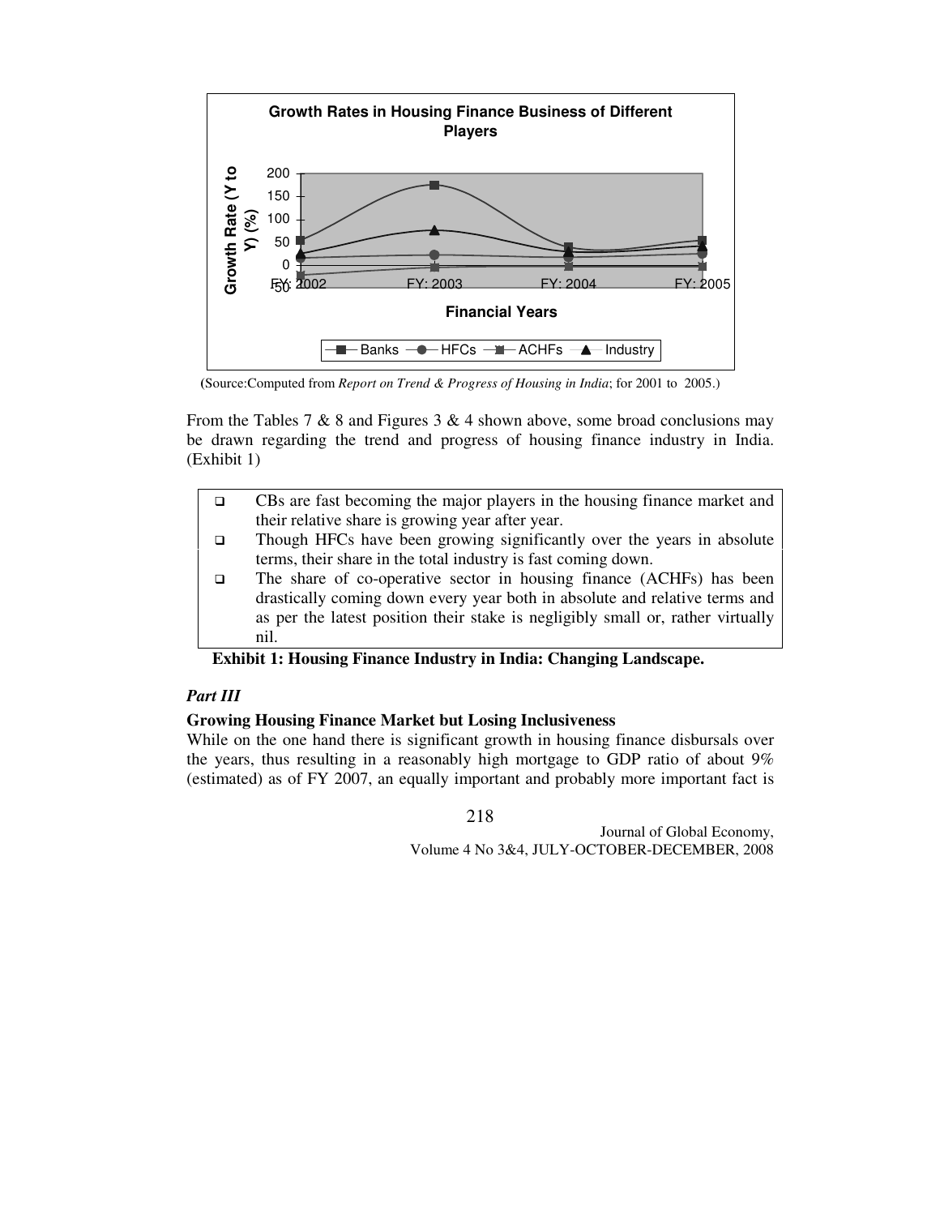**Growth Rates in Housing Finance Business of Different Players**

(Source:Computed from *Report on Trend & Progress of Housing in India*; for 2001 to 2005.)

From the Tables 7 & 8 and Figures 3 & 4 shown above, some broad conclusions may be drawn regarding the trend and progress of housing finance industry in India. (Exhibit 1)

- CBs are fast becoming the major players in the housing finance market and their relative share is growing year after year.
- Though HFCs have been growing significantly over the years in absolute terms, their share in the total industry is fast coming down.
- The share of co-operative sector in housing finance (ACHFs) has been drastically coming down every year both in absolute and relative terms and as per the latest position their stake is negligibly small or, rather virtually nil.

**Exhibit 1: Housing Finance Industry in India: Changing Landscape.**

***Part III***

**Growing Housing Finance Market but Losing Inclusiveness**

While on the one hand there is significant growth in housing finance disbursals over the years, thus resulting in a reasonably high mortgage to GDP ratio of about 9% (estimated) as of FY 2007, an equally important and probably more important fact is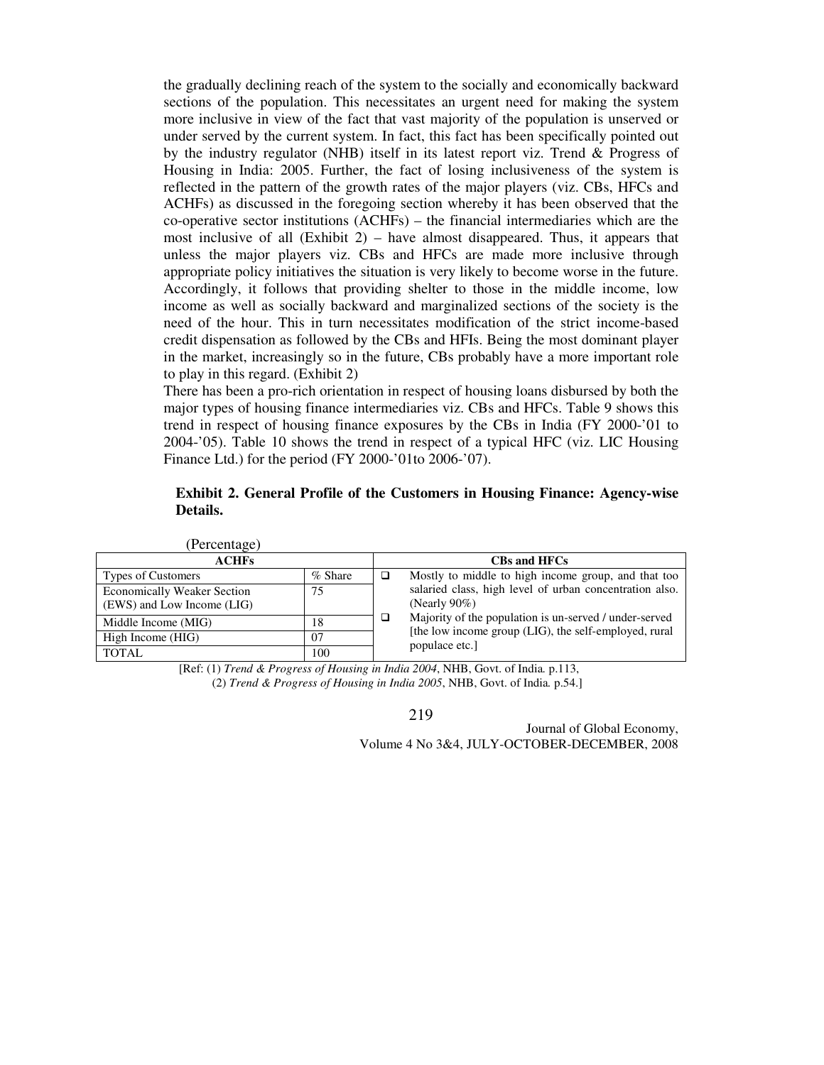the gradually declining reach of the system to the socially and economically backward sections of the population. This necessitates an urgent need for making the system more inclusive in view of the fact that vast majority of the population is unserved or under served by the current system. In fact, this fact has been specifically pointed out by the industry regulator (NHB) itself in its latest report viz. Trend & Progress of Housing in India: 2005. Further, the fact of losing inclusiveness of the system is reflected in the pattern of the growth rates of the major players (viz. CBs, HFCs and ACHFs) as discussed in the foregoing section whereby it has been observed that the co-operative sector institutions (ACHFs) – the financial intermediaries which are the most inclusive of all (Exhibit 2) – have almost disappeared. Thus, it appears that unless the major players viz. CBs and HFCs are made more inclusive through appropriate policy initiatives the situation is very likely to become worse in the future. Accordingly, it follows that providing shelter to those in the middle income, low income as well as socially backward and marginalized sections of the society is the need of the hour. This in turn necessitates modification of the strict income-based credit dispensation as followed by the CBs and HFIs. Being the most dominant player in the market, increasingly so in the future, CBs probably have a more important role to play in this regard. (Exhibit 2)

There has been a pro-rich orientation in respect of housing loans disbursed by both the major types of housing finance intermediaries viz. CBs and HFCs. Table 9 shows this trend in respect of housing finance exposures by the CBs in India (FY 2000-'01 to 2004-'05). Table 10 shows the trend in respect of a typical HFC (viz. LIC Housing Finance Ltd.) for the period (FY 2000-'01to 2006-'07).

**Exhibit 2. General Profile of the Customers in Housing Finance: Agency-wise Details.**

(Percentage)

| ACHFs | | CBs and HFCs |
|---|---|---|
| Types of Customers | % Share | ❑ Mostly to middle to high income group, and that too salaried class, high level of urban concentration also. (Nearly 90%) ❑ Majority of the population is un-served / under-served [the low income group (LIG), the self-employed, rural populace etc.] |
| Economically Weaker Section (EWS) and Low Income (LIG) | 75 | |
| Middle Income (MIG) | 18 | |
| High Income (HIG) | 07 | |
| TOTAL | 100 | |

[Ref: (1) *Trend & Progress of Housing in India 2004*, NHB, Govt. of India. p.113, (2) *Trend & Progress of Housing in India 2005*, NHB, Govt. of India. p.54.]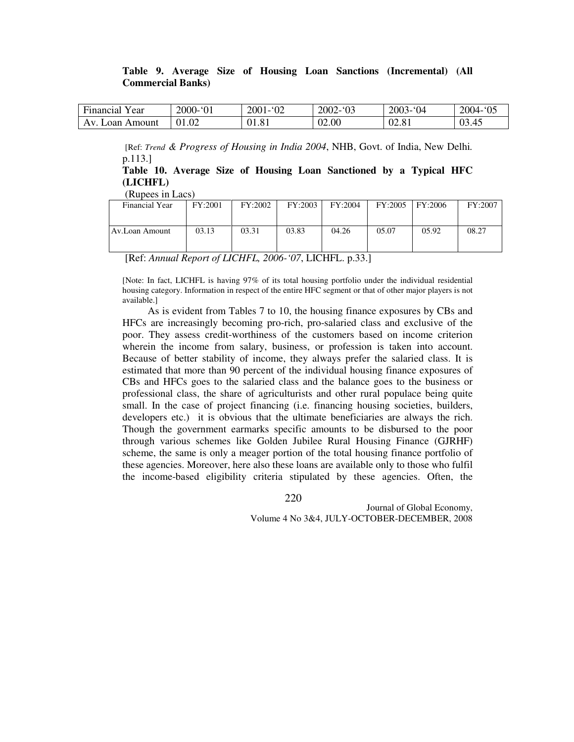**Table 9. Average Size of Housing Loan Sanctions (Incremental) (All Commercial Banks)**

| Financial Year | 2000-'01 | 2001-'02 | 2002-'03 | 2003-'04 | 2004-'05 |
|---|---|---|---|---|---|
| Av. Loan Amount | 01.02 | 01.81 | 02.00 | 02.81 | 03.45 |

[Ref: *Trend & Progress of Housing in India 2004*, NHB, Govt. of India, New Delhi. p.113.]

**Table 10. Average Size of Housing Loan Sanctioned by a Typical HFC (LICHFL)**

(Rupees in Lacs)

| Financial Year | FY:2001 | FY:2002 | FY:2003 | FY:2004 | FY:2005 | FY:2006 | FY:2007 |
|---|---|---|---|---|---|---|---|
| Av.Loan Amount | 03.13 | 03.31 | 03.83 | 04.26 | 05.07 | 05.92 | 08.27 |

[Ref: *Annual Report of LICHFL, 2006-'07*, LICHFL. p.33.]

[Note: In fact, LICHFL is having 97% of its total housing portfolio under the individual residential housing category. Information in respect of the entire HFC segment or that of other major players is not available.]

As is evident from Tables 7 to 10, the housing finance exposures by CBs and HFCs are increasingly becoming pro-rich, pro-salaried class and exclusive of the poor. They assess credit-worthiness of the customers based on income criterion wherein the income from salary, business, or profession is taken into account. Because of better stability of income, they always prefer the salaried class. It is estimated that more than 90 percent of the individual housing finance exposures of CBs and HFCs goes to the salaried class and the balance goes to the business or professional class, the share of agriculturists and other rural populace being quite small. In the case of project financing (i.e. financing housing societies, builders, developers etc.) it is obvious that the ultimate beneficiaries are always the rich. Though the government earmarks specific amounts to be disbursed to the poor through various schemes like Golden Jubilee Rural Housing Finance (GJRHF) scheme, the same is only a meager portion of the total housing finance portfolio of these agencies. Moreover, here also these loans are available only to those who fulfil the income-based eligibility criteria stipulated by these agencies. Often, the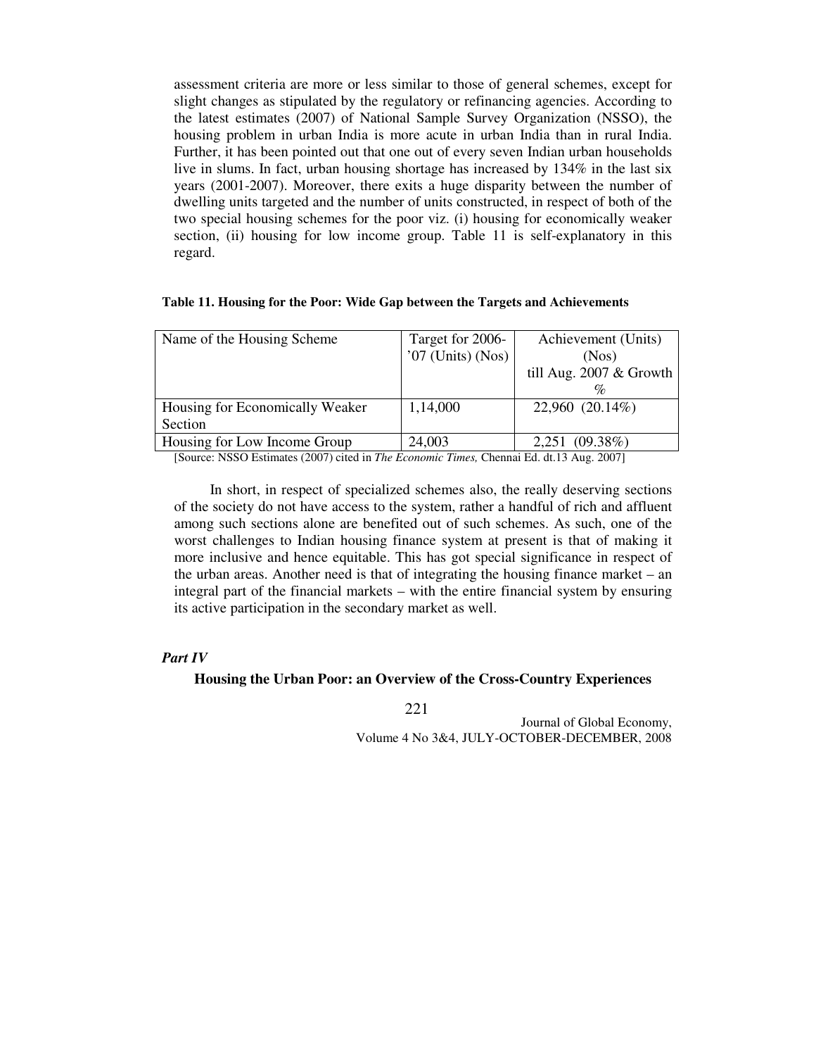assessment criteria are more or less similar to those of general schemes, except for slight changes as stipulated by the regulatory or refinancing agencies. According to the latest estimates (2007) of National Sample Survey Organization (NSSO), the housing problem in urban India is more acute in urban India than in rural India. Further, it has been pointed out that one out of every seven Indian urban households live in slums. In fact, urban housing shortage has increased by 134% in the last six years (2001-2007). Moreover, there exits a huge disparity between the number of dwelling units targeted and the number of units constructed, in respect of both of the two special housing schemes for the poor viz. (i) housing for economically weaker section, (ii) housing for low income group. Table 11 is self-explanatory in this regard.

**Table 11. Housing for the Poor: Wide Gap between the Targets and Achievements**

| Name of the Housing Scheme | Target for 2006-'07 (Units) (Nos) | Achievement (Units) (Nos) till Aug. 2007 & Growth % |
|---|---|---|
| Housing for Economically Weaker Section | 1,14,000 | 22,960 (20.14%) |
| Housing for Low Income Group | 24,003 | 2,251 (09.38%) |

[Source: NSSO Estimates (2007) cited in *The Economic Times,* Chennai Ed. dt.13 Aug. 2007]

In short, in respect of specialized schemes also, the really deserving sections of the society do not have access to the system, rather a handful of rich and affluent among such sections alone are benefited out of such schemes. As such, one of the worst challenges to Indian housing finance system at present is that of making it more inclusive and hence equitable. This has got special significance in respect of the urban areas. Another need is that of integrating the housing finance market – an integral part of the financial markets – with the entire financial system by ensuring its active participation in the secondary market as well.

***Part IV***

### Housing the Urban Poor: an Overview of the Cross-Country Experiences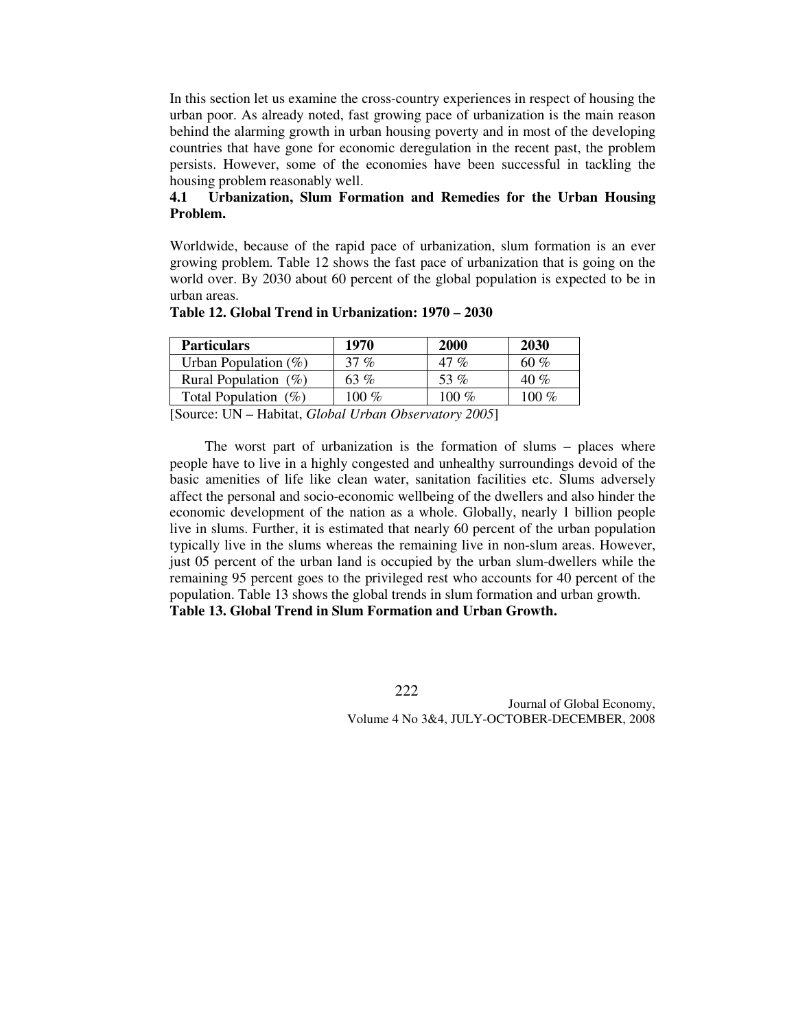In this section let us examine the cross-country experiences in respect of housing the urban poor. As already noted, fast growing pace of urbanization is the main reason behind the alarming growth in urban housing poverty and in most of the developing countries that have gone for economic deregulation in the recent past, the problem persists. However, some of the economies have been successful in tackling the housing problem reasonably well.

### 4.1 Urbanization, Slum Formation and Remedies for the Urban Housing Problem.

Worldwide, because of the rapid pace of urbanization, slum formation is an ever growing problem. Table 12 shows the fast pace of urbanization that is going on the world over. By 2030 about 60 percent of the global population is expected to be in urban areas.

**Table 12. Global Trend in Urbanization: 1970 – 2030**

| Particulars | 1970 | 2000 | 2030 |
|---|---|---|---|
| Urban Population (%) | 37 % | 47 % | 60 % |
| Rural Population (%) | 63 % | 53 % | 40 % |
| Total Population (%) | 100 % | 100 % | 100 % |

[Source: UN – Habitat, *Global Urban Observatory 2005*]

The worst part of urbanization is the formation of slums – places where people have to live in a highly congested and unhealthy surroundings devoid of the basic amenities of life like clean water, sanitation facilities etc. Slums adversely affect the personal and socio-economic wellbeing of the dwellers and also hinder the economic development of the nation as a whole. Globally, nearly 1 billion people live in slums. Further, it is estimated that nearly 60 percent of the urban population typically live in the slums whereas the remaining live in non-slum areas. However, just 05 percent of the urban land is occupied by the urban slum-dwellers while the remaining 95 percent goes to the privileged rest who accounts for 40 percent of the population. Table 13 shows the global trends in slum formation and urban growth.

**Table 13. Global Trend in Slum Formation and Urban Growth.**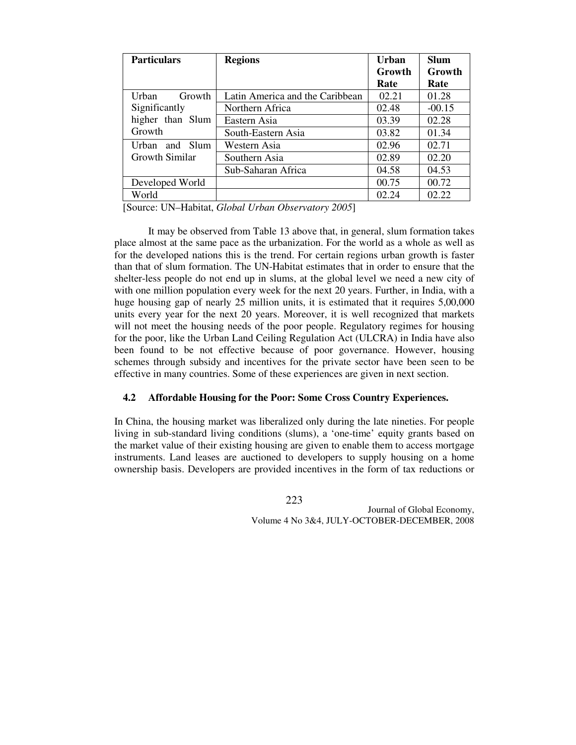| Particulars | Regions | Urban Growth Rate | Slum Growth Rate |
|---|---|---|---|
| Urban Growth Significantly higher than Slum Growth | Latin America and the Caribbean | 02.21 | 01.28 |
| | Northern Africa | 02.48 | -00.15 |
| | Eastern Asia | 03.39 | 02.28 |
| | South-Eastern Asia | 03.82 | 01.34 |
| Urban and Slum Growth Similar | Western Asia | 02.96 | 02.71 |
| | Southern Asia | 02.89 | 02.20 |
| | Sub-Saharan Africa | 04.58 | 04.53 |
| Developed World | | 00.75 | 00.72 |
| World | | 02.24 | 02.22 |

[Source: UN–Habitat, *Global Urban Observatory 2005*]

It may be observed from Table 13 above that, in general, slum formation takes place almost at the same pace as the urbanization. For the world as a whole as well as for the developed nations this is the trend. For certain regions urban growth is faster than that of slum formation. The UN-Habitat estimates that in order to ensure that the shelter-less people do not end up in slums, at the global level we need a new city of with one million population every week for the next 20 years. Further, in India, with a huge housing gap of nearly 25 million units, it is estimated that it requires 5,00,000 units every year for the next 20 years. Moreover, it is well recognized that markets will not meet the housing needs of the poor people. Regulatory regimes for housing for the poor, like the Urban Land Ceiling Regulation Act (ULCRA) in India have also been found to be not effective because of poor governance. However, housing schemes through subsidy and incentives for the private sector have been seen to be effective in many countries. Some of these experiences are given in next section.

### 4.2 Affordable Housing for the Poor: Some Cross Country Experiences.

In China, the housing market was liberalized only during the late nineties. For people living in sub-standard living conditions (slums), a 'one-time' equity grants based on the market value of their existing housing are given to enable them to access mortgage instruments. Land leases are auctioned to developers to supply housing on a home ownership basis. Developers are provided incentives in the form of tax reductions or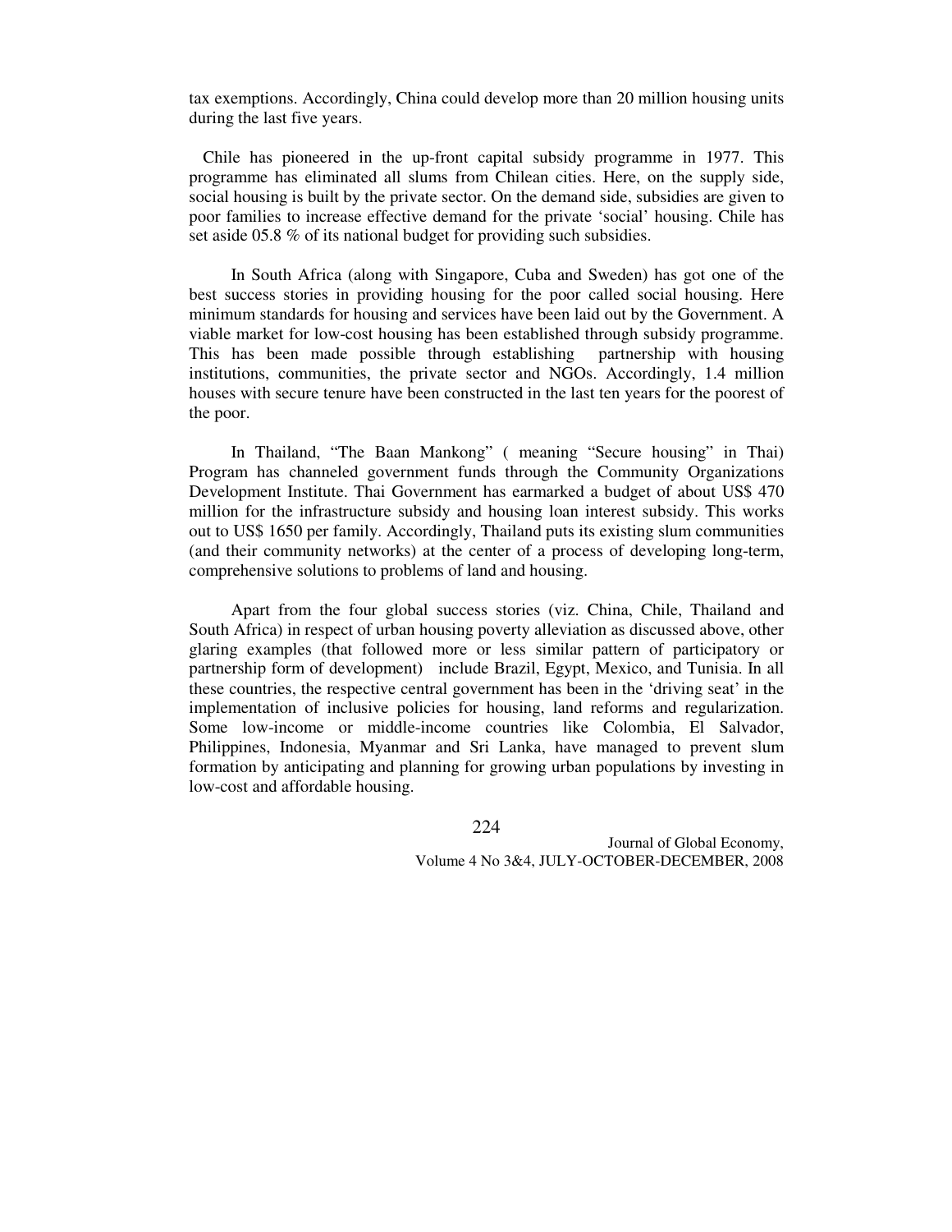tax exemptions. Accordingly, China could develop more than 20 million housing units during the last five years.

Chile has pioneered in the up-front capital subsidy programme in 1977. This programme has eliminated all slums from Chilean cities. Here, on the supply side, social housing is built by the private sector. On the demand side, subsidies are given to poor families to increase effective demand for the private 'social' housing. Chile has set aside 05.8 % of its national budget for providing such subsidies.

In South Africa (along with Singapore, Cuba and Sweden) has got one of the best success stories in providing housing for the poor called social housing. Here minimum standards for housing and services have been laid out by the Government. A viable market for low-cost housing has been established through subsidy programme. This has been made possible through establishing partnership with housing institutions, communities, the private sector and NGOs. Accordingly, 1.4 million houses with secure tenure have been constructed in the last ten years for the poorest of the poor.

In Thailand, "The Baan Mankong" ( meaning "Secure housing" in Thai) Program has channeled government funds through the Community Organizations Development Institute. Thai Government has earmarked a budget of about US$ 470 million for the infrastructure subsidy and housing loan interest subsidy. This works out to US$ 1650 per family. Accordingly, Thailand puts its existing slum communities (and their community networks) at the center of a process of developing long-term, comprehensive solutions to problems of land and housing.

Apart from the four global success stories (viz. China, Chile, Thailand and South Africa) in respect of urban housing poverty alleviation as discussed above, other glaring examples (that followed more or less similar pattern of participatory or partnership form of development) include Brazil, Egypt, Mexico, and Tunisia. In all these countries, the respective central government has been in the 'driving seat' in the implementation of inclusive policies for housing, land reforms and regularization. Some low-income or middle-income countries like Colombia, El Salvador, Philippines, Indonesia, Myanmar and Sri Lanka, have managed to prevent slum formation by anticipating and planning for growing urban populations by investing in low-cost and affordable housing.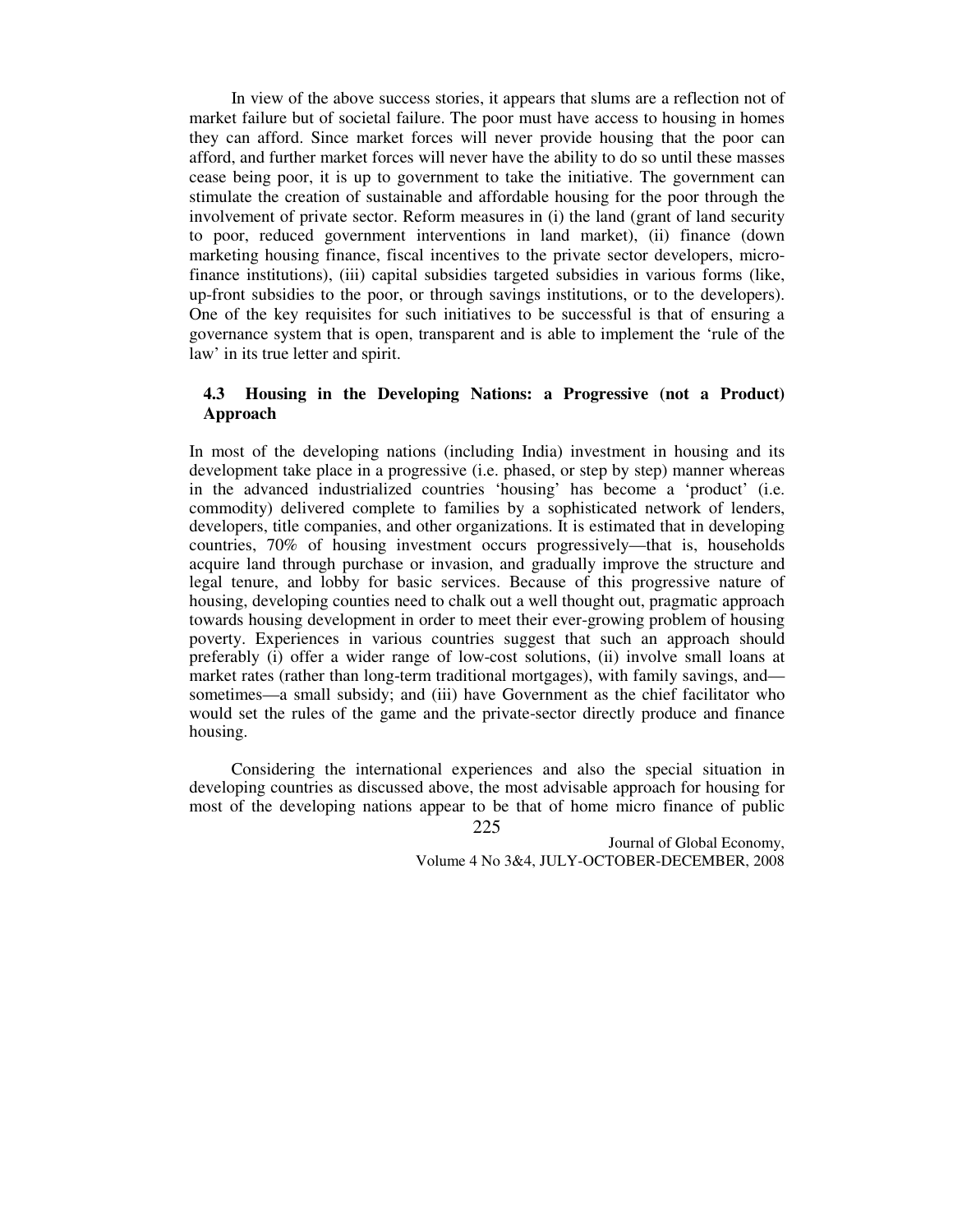In view of the above success stories, it appears that slums are a reflection not of market failure but of societal failure. The poor must have access to housing in homes they can afford. Since market forces will never provide housing that the poor can afford, and further market forces will never have the ability to do so until these masses cease being poor, it is up to government to take the initiative. The government can stimulate the creation of sustainable and affordable housing for the poor through the involvement of private sector. Reform measures in (i) the land (grant of land security to poor, reduced government interventions in land market), (ii) finance (down marketing housing finance, fiscal incentives to the private sector developers, micro-finance institutions), (iii) capital subsidies targeted subsidies in various forms (like, up-front subsidies to the poor, or through savings institutions, or to the developers). One of the key requisites for such initiatives to be successful is that of ensuring a governance system that is open, transparent and is able to implement the 'rule of the law' in its true letter and spirit.

### 4.3 Housing in the Developing Nations: a Progressive (not a Product) Approach

In most of the developing nations (including India) investment in housing and its development take place in a progressive (i.e. phased, or step by step) manner whereas in the advanced industrialized countries 'housing' has become a 'product' (i.e. commodity) delivered complete to families by a sophisticated network of lenders, developers, title companies, and other organizations. It is estimated that in developing countries, 70% of housing investment occurs progressively—that is, households acquire land through purchase or invasion, and gradually improve the structure and legal tenure, and lobby for basic services. Because of this progressive nature of housing, developing counties need to chalk out a well thought out, pragmatic approach towards housing development in order to meet their ever-growing problem of housing poverty. Experiences in various countries suggest that such an approach should preferably (i) offer a wider range of low-cost solutions, (ii) involve small loans at market rates (rather than long-term traditional mortgages), with family savings, and—sometimes—a small subsidy; and (iii) have Government as the chief facilitator who would set the rules of the game and the private-sector directly produce and finance housing.

Considering the international experiences and also the special situation in developing countries as discussed above, the most advisable approach for housing for most of the developing nations appear to be that of home micro finance of public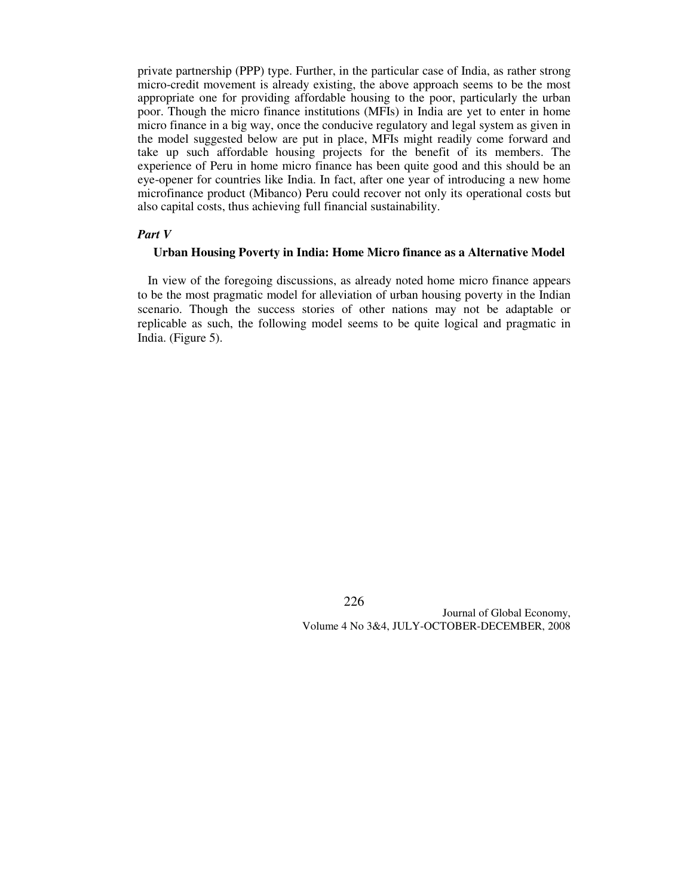private partnership (PPP) type. Further, in the particular case of India, as rather strong micro-credit movement is already existing, the above approach seems to be the most appropriate one for providing affordable housing to the poor, particularly the urban poor. Though the micro finance institutions (MFIs) in India are yet to enter in home micro finance in a big way, once the conducive regulatory and legal system as given in the model suggested below are put in place, MFIs might readily come forward and take up such affordable housing projects for the benefit of its members. The experience of Peru in home micro finance has been quite good and this should be an eye-opener for countries like India. In fact, after one year of introducing a new home microfinance product (Mibanco) Peru could recover not only its operational costs but also capital costs, thus achieving full financial sustainability.

### *Part V*

#### Urban Housing Poverty in India: Home Micro finance as a Alternative Model

In view of the foregoing discussions, as already noted home micro finance appears to be the most pragmatic model for alleviation of urban housing poverty in the Indian scenario. Though the success stories of other nations may not be adaptable or replicable as such, the following model seems to be quite logical and pragmatic in India. (Figure 5).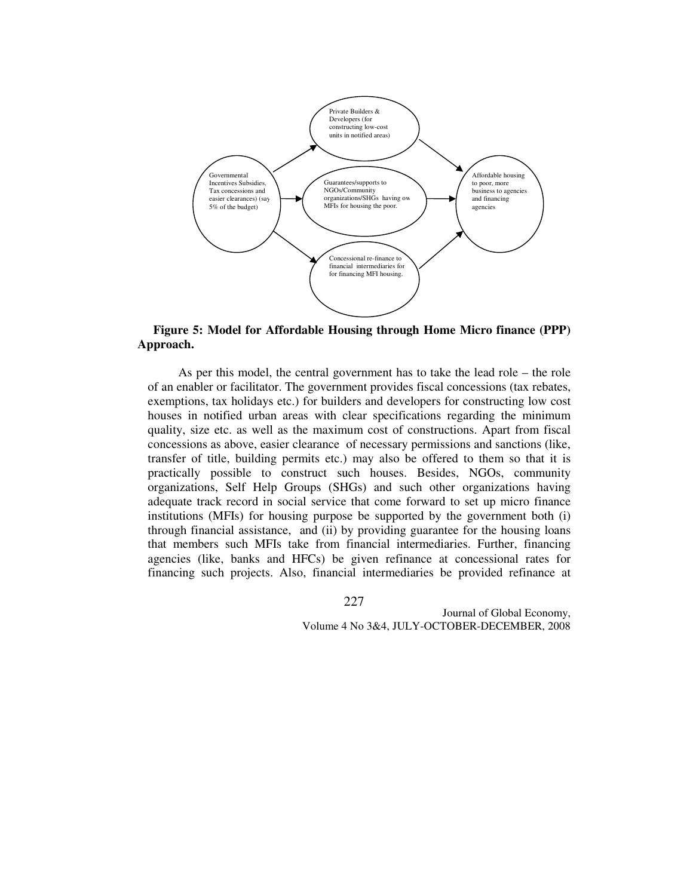Private Builders & Developers (for constructing low-cost units in notified areas)

Governmental Incentives Subsidies, Tax concessions and easier clearances) (say 5% of the budget)

Guarantees/supports to NGOs/Community organizations/SHGs having ow MFIs for housing the poor.

Affordable housing to poor, more business to agencies and financing agencies

Concessional re-finance to financial intermediaries for for financing MFI housing.

**Figure 5: Model for Affordable Housing through Home Micro finance (PPP) Approach.**

As per this model, the central government has to take the lead role – the role of an enabler or facilitator. The government provides fiscal concessions (tax rebates, exemptions, tax holidays etc.) for builders and developers for constructing low cost houses in notified urban areas with clear specifications regarding the minimum quality, size etc. as well as the maximum cost of constructions. Apart from fiscal concessions as above, easier clearance of necessary permissions and sanctions (like, transfer of title, building permits etc.) may also be offered to them so that it is practically possible to construct such houses. Besides, NGOs, community organizations, Self Help Groups (SHGs) and such other organizations having adequate track record in social service that come forward to set up micro finance institutions (MFIs) for housing purpose be supported by the government both (i) through financial assistance, and (ii) by providing guarantee for the housing loans that members such MFIs take from financial intermediaries. Further, financing agencies (like, banks and HFCs) be given refinance at concessional rates for financing such projects. Also, financial intermediaries be provided refinance at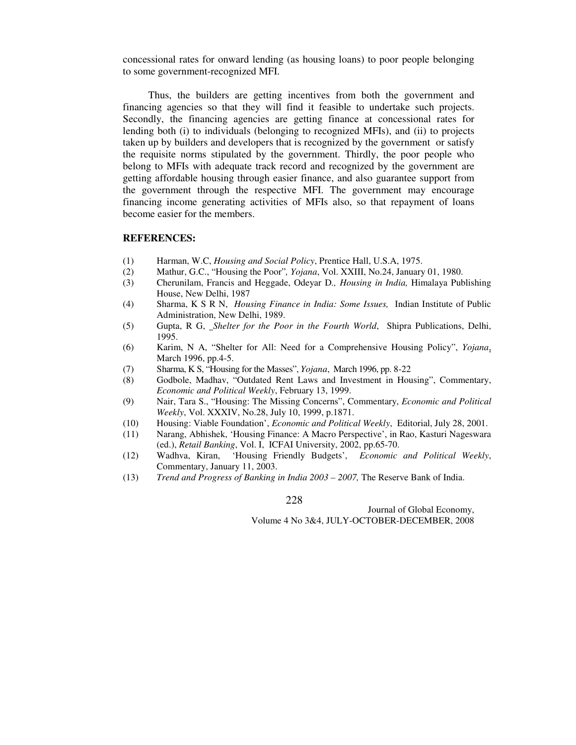concessional rates for onward lending (as housing loans) to poor people belonging to some government-recognized MFI.

Thus, the builders are getting incentives from both the government and financing agencies so that they will find it feasible to undertake such projects. Secondly, the financing agencies are getting finance at concessional rates for lending both (i) to individuals (belonging to recognized MFIs), and (ii) to projects taken up by builders and developers that is recognized by the government or satisfy the requisite norms stipulated by the government. Thirdly, the poor people who belong to MFIs with adequate track record and recognized by the government are getting affordable housing through easier finance, and also guarantee support from the government through the respective MFI. The government may encourage financing income generating activities of MFIs also, so that repayment of loans become easier for the members.

**REFERENCES:**

(1) Harman, W.C, *Housing and Social Policy*, Prentice Hall, U.S.A, 1975.

(2) Mathur, G.C., "Housing the Poor"*, Yojana*, Vol. XXIII, No.24, January 01, 1980.

(3) Cherunilam, Francis and Heggade, Odeyar D.*, Housing in India,* Himalaya Publishing House, New Delhi, 1987

(4) Sharma, K S R N, *Housing Finance in India: Some Issues,* Indian Institute of Public Administration, New Delhi, 1989.

(5) Gupta, R G, *Shelter for the Poor in the Fourth World*, Shipra Publications, Delhi, 1995.

(6) Karim, N A, "Shelter for All: Need for a Comprehensive Housing Policy", *Yojana*, March 1996, pp.4-5.

(7) Sharma, K S, "Housing for the Masses", *Yojana*, March 1996, pp. 8-22

(8) Godbole, Madhav, "Outdated Rent Laws and Investment in Housing", Commentary, *Economic and Political Weekly*, February 13, 1999.

(9) Nair, Tara S., "Housing: The Missing Concerns", Commentary, *Economic and Political Weekly*, Vol. XXXIV, No.28, July 10, 1999, p.1871.

(10) Housing: Viable Foundation', *Economic and Political Weekly*, Editorial, July 28, 2001.

(11) Narang, Abhishek, 'Housing Finance: A Macro Perspective', in Rao, Kasturi Nageswara (ed.), *Retail Banking*, Vol. I, ICFAI University, 2002, pp.65-70.

(12) Wadhva, Kiran, 'Housing Friendly Budgets', *Economic and Political Weekly*, Commentary, January 11, 2003.

(13) *Trend and Progress of Banking in India 2003 – 2007,* The Reserve Bank of India.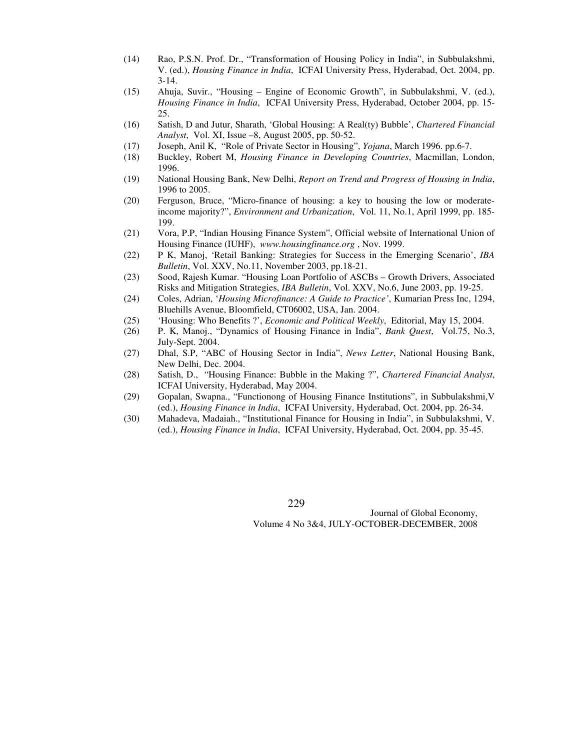(14) Rao, P.S.N. Prof. Dr., "Transformation of Housing Policy in India", in Subbulakshmi, V. (ed.), *Housing Finance in India*, ICFAI University Press, Hyderabad, Oct. 2004, pp. 3-14.

(15) Ahuja, Suvir., "Housing – Engine of Economic Growth", in Subbulakshmi, V. (ed.), *Housing Finance in India*, ICFAI University Press, Hyderabad, October 2004, pp. 15-25.

(16) Satish, D and Jutur, Sharath, 'Global Housing: A Real(ty) Bubble', *Chartered Financial Analyst*, Vol. XI, Issue –8, August 2005, pp. 50-52.

(17) Joseph, Anil K, "Role of Private Sector in Housing", *Yojana*, March 1996. pp.6-7.

(18) Buckley, Robert M, *Housing Finance in Developing Countries*, Macmillan, London, 1996.

(19) National Housing Bank, New Delhi, *Report on Trend and Progress of Housing in India*, 1996 to 2005.

(20) Ferguson, Bruce, "Micro-finance of housing: a key to housing the low or moderate-income majority?", *Environment and Urbanization*, Vol. 11, No.1, April 1999, pp. 185-199.

(21) Vora, P.P, "Indian Housing Finance System", Official website of International Union of Housing Finance (IUHF), *www.housingfinance.org* , Nov. 1999.

(22) P K, Manoj, 'Retail Banking: Strategies for Success in the Emerging Scenario', *IBA Bulletin*, Vol. XXV, No.11, November 2003, pp.18-21.

(23) Sood, Rajesh Kumar. "Housing Loan Portfolio of ASCBs – Growth Drivers, Associated Risks and Mitigation Strategies, *IBA Bulletin*, Vol. XXV, No.6, June 2003, pp. 19-25.

(24) Coles, Adrian, '*Housing Microfinance: A Guide to Practice'*, Kumarian Press Inc, 1294, Bluehills Avenue, Bloomfield, CT06002, USA, Jan. 2004.

(25) 'Housing: Who Benefits ?', *Economic and Political Weekly*, Editorial, May 15, 2004.

(26) P. K, Manoj., "Dynamics of Housing Finance in India", *Bank Quest*, Vol.75, No.3, July-Sept. 2004.

(27) Dhal, S.P, "ABC of Housing Sector in India", *News Letter*, National Housing Bank, New Delhi, Dec. 2004.

(28) Satish, D., "Housing Finance: Bubble in the Making ?", *Chartered Financial Analyst*, ICFAI University, Hyderabad, May 2004.

(29) Gopalan, Swapna., "Functionong of Housing Finance Institutions", in Subbulakshmi,V (ed.), *Housing Finance in India*, ICFAI University, Hyderabad, Oct. 2004, pp. 26-34.

(30) Mahadeva, Madaiah., "Institutional Finance for Housing in India", in Subbulakshmi, V. (ed.), *Housing Finance in India*, ICFAI University, Hyderabad, Oct. 2004, pp. 35-45.